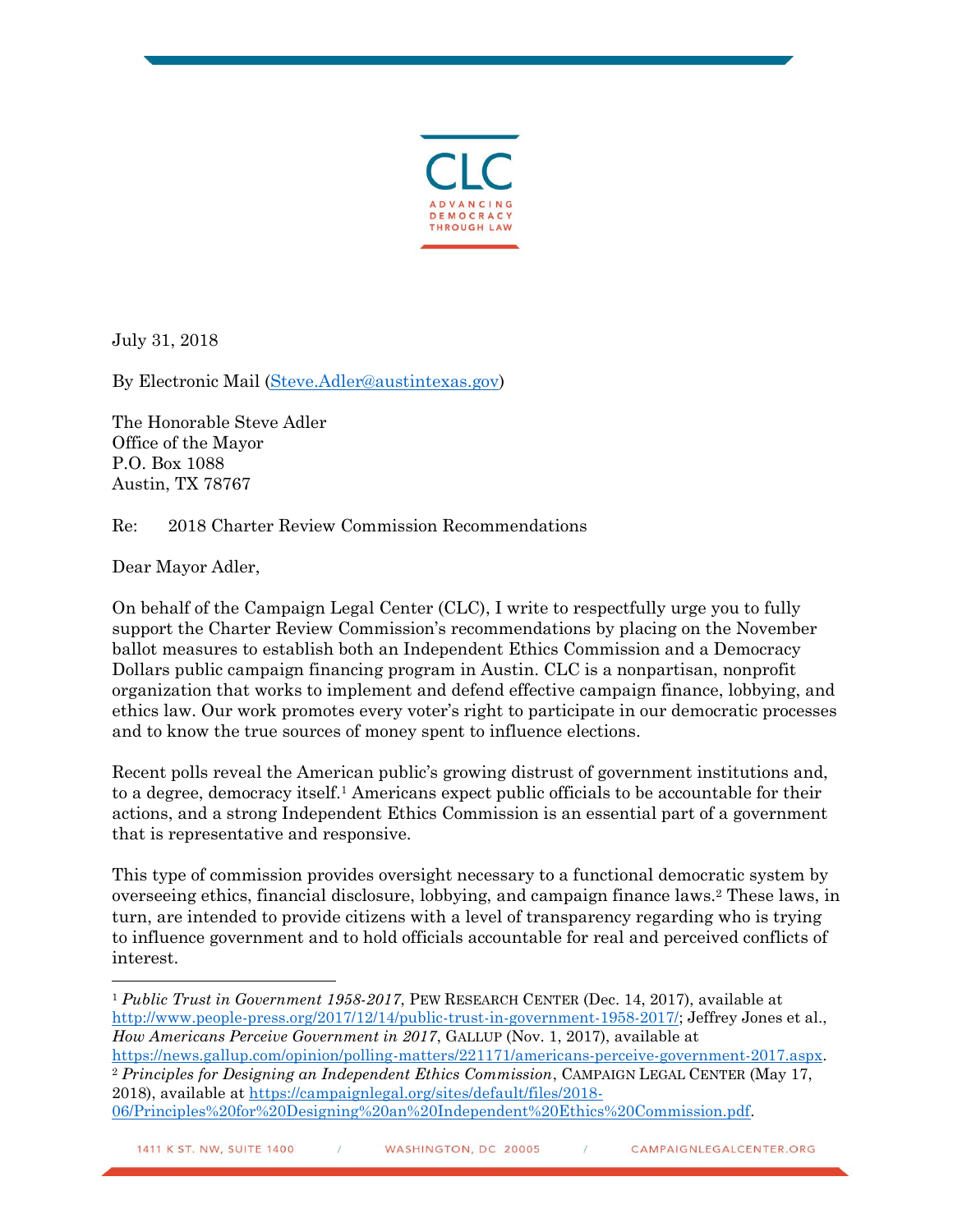July 31, 2018

By Electronic Mail (Steve.Adler@austintexas.gov)

The Honorable Steve Adler
Office of the Mayor
P.O. Box 1088
Austin, TX 78767

Re: 2018 Charter Review Commission Recommendations

Dear Mayor Adler,

On behalf of the Campaign Legal Center (CLC), I write to respectfully urge you to fully support the Charter Review Commission's recommendations by placing on the November ballot measures to establish both an Independent Ethics Commission and a Democracy Dollars public campaign financing program in Austin. CLC is a nonpartisan, nonprofit organization that works to implement and defend effective campaign finance, lobbying, and ethics law. Our work promotes every voter's right to participate in our democratic processes and to know the true sources of money spent to influence elections.

Recent polls reveal the American public's growing distrust of government institutions and, to a degree, democracy itself.[1] Americans expect public officials to be accountable for their actions, and a strong Independent Ethics Commission is an essential part of a government that is representative and responsive.

This type of commission provides oversight necessary to a functional democratic system by overseeing ethics, financial disclosure, lobbying, and campaign finance laws.[2] These laws, in turn, are intended to provide citizens with a level of transparency regarding who is trying to influence government and to hold officials accountable for real and perceived conflicts of interest.

---

[1] *Public Trust in Government 1958-2017*, PEW RESEARCH CENTER (Dec. 14, 2017), available at http://www.people-press.org/2017/12/14/public-trust-in-government-1958-2017/; Jeffrey Jones et al., *How Americans Perceive Government in 2017*, GALLUP (Nov. 1, 2017), available at https://news.gallup.com/opinion/polling-matters/221171/americans-perceive-government-2017.aspx.

[2] *Principles for Designing an Independent Ethics Commission*, CAMPAIGN LEGAL CENTER (May 17, 2018), available at https://campaignlegal.org/sites/default/files/2018-06/Principles%20for%20Designing%20an%20Independent%20Ethics%20Commission.pdf.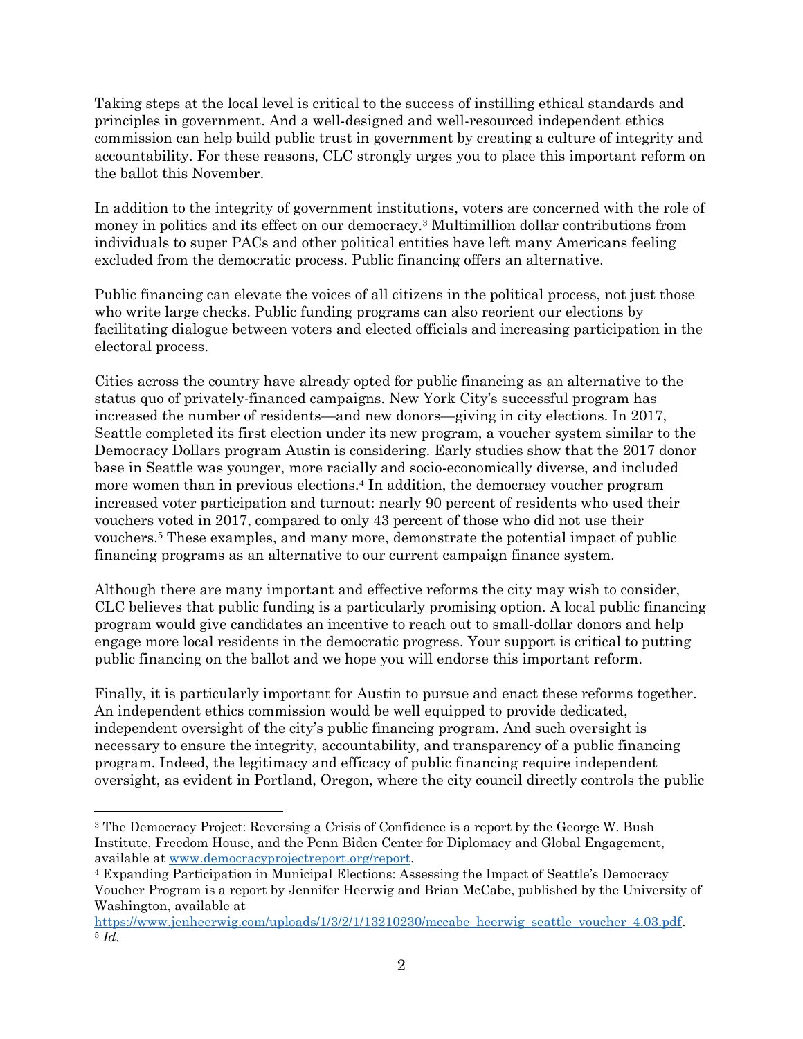Taking steps at the local level is critical to the success of instilling ethical standards and principles in government. And a well-designed and well-resourced independent ethics commission can help build public trust in government by creating a culture of integrity and accountability. For these reasons, CLC strongly urges you to place this important reform on the ballot this November.

In addition to the integrity of government institutions, voters are concerned with the role of money in politics and its effect on our democracy.[3] Multimillion dollar contributions from individuals to super PACs and other political entities have left many Americans feeling excluded from the democratic process. Public financing offers an alternative.

Public financing can elevate the voices of all citizens in the political process, not just those who write large checks. Public funding programs can also reorient our elections by facilitating dialogue between voters and elected officials and increasing participation in the electoral process.

Cities across the country have already opted for public financing as an alternative to the status quo of privately-financed campaigns. New York City's successful program has increased the number of residents—and new donors—giving in city elections. In 2017, Seattle completed its first election under its new program, a voucher system similar to the Democracy Dollars program Austin is considering. Early studies show that the 2017 donor base in Seattle was younger, more racially and socio-economically diverse, and included more women than in previous elections.[4] In addition, the democracy voucher program increased voter participation and turnout: nearly 90 percent of residents who used their vouchers voted in 2017, compared to only 43 percent of those who did not use their vouchers.[5] These examples, and many more, demonstrate the potential impact of public financing programs as an alternative to our current campaign finance system.

Although there are many important and effective reforms the city may wish to consider, CLC believes that public funding is a particularly promising option. A local public financing program would give candidates an incentive to reach out to small-dollar donors and help engage more local residents in the democratic progress. Your support is critical to putting public financing on the ballot and we hope you will endorse this important reform.

Finally, it is particularly important for Austin to pursue and enact these reforms together. An independent ethics commission would be well equipped to provide dedicated, independent oversight of the city's public financing program. And such oversight is necessary to ensure the integrity, accountability, and transparency of a public financing program. Indeed, the legitimacy and efficacy of public financing require independent oversight, as evident in Portland, Oregon, where the city council directly controls the public

---

[3] The Democracy Project: Reversing a Crisis of Confidence is a report by the George W. Bush Institute, Freedom House, and the Penn Biden Center for Diplomacy and Global Engagement, available at www.democracyprojectreport.org/report.

[4] Expanding Participation in Municipal Elections: Assessing the Impact of Seattle's Democracy Voucher Program is a report by Jennifer Heerwig and Brian McCabe, published by the University of Washington, available at https://www.jenheerwig.com/uploads/1/3/2/1/13210230/mccabe_heerwig_seattle_voucher_4.03.pdf.

[5] *Id*.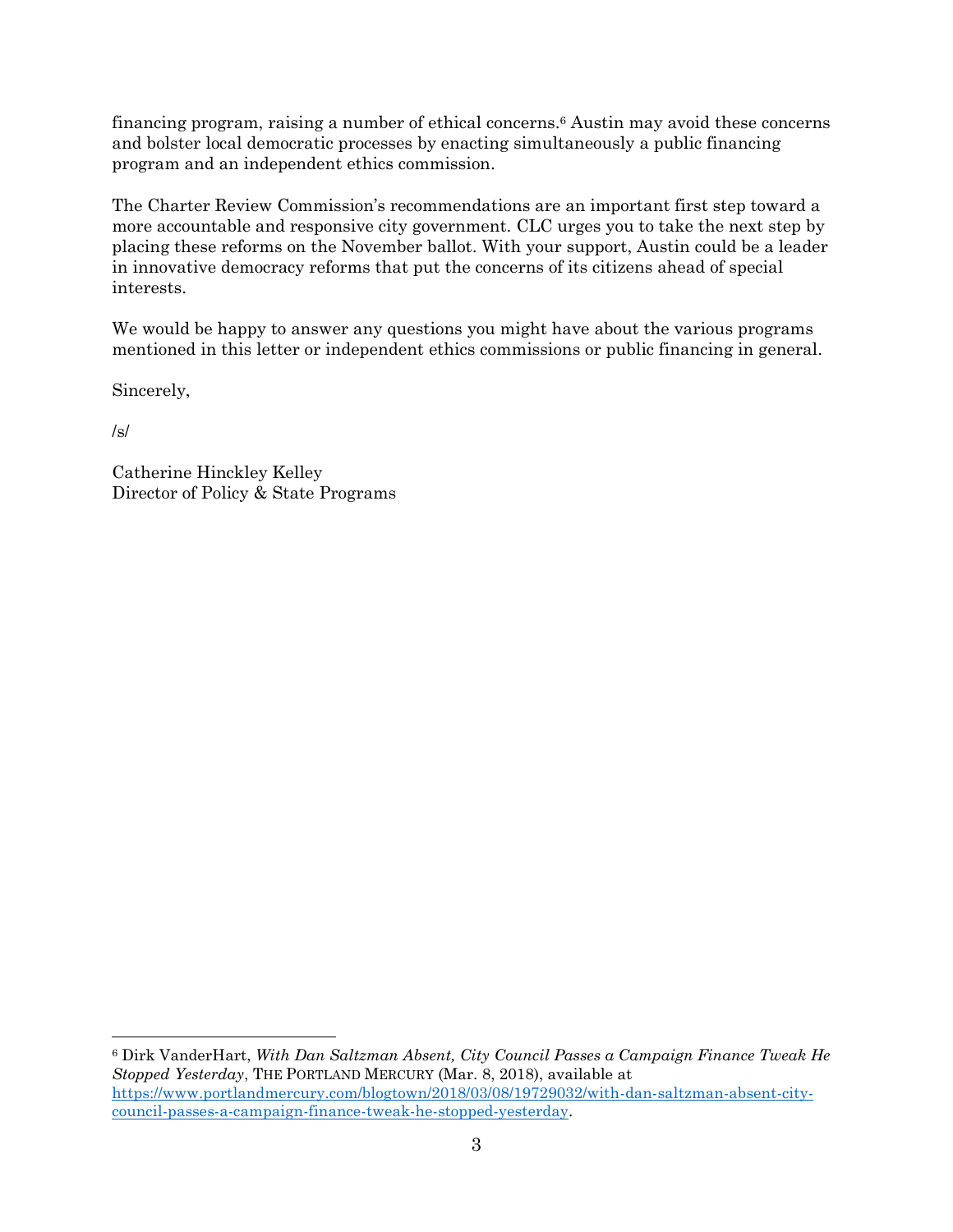financing program, raising a number of ethical concerns.[6] Austin may avoid these concerns and bolster local democratic processes by enacting simultaneously a public financing program and an independent ethics commission.

The Charter Review Commission's recommendations are an important first step toward a more accountable and responsive city government. CLC urges you to take the next step by placing these reforms on the November ballot. With your support, Austin could be a leader in innovative democracy reforms that put the concerns of its citizens ahead of special interests.

We would be happy to answer any questions you might have about the various programs mentioned in this letter or independent ethics commissions or public financing in general.

Sincerely,

/s/

Catherine Hinckley Kelley
Director of Policy & State Programs

---

[6] Dirk VanderHart, *With Dan Saltzman Absent, City Council Passes a Campaign Finance Tweak He Stopped Yesterday*, THE PORTLAND MERCURY (Mar. 8, 2018), available at https://www.portlandmercury.com/blogtown/2018/03/08/19729032/with-dan-saltzman-absent-city-council-passes-a-campaign-finance-tweak-he-stopped-yesterday.